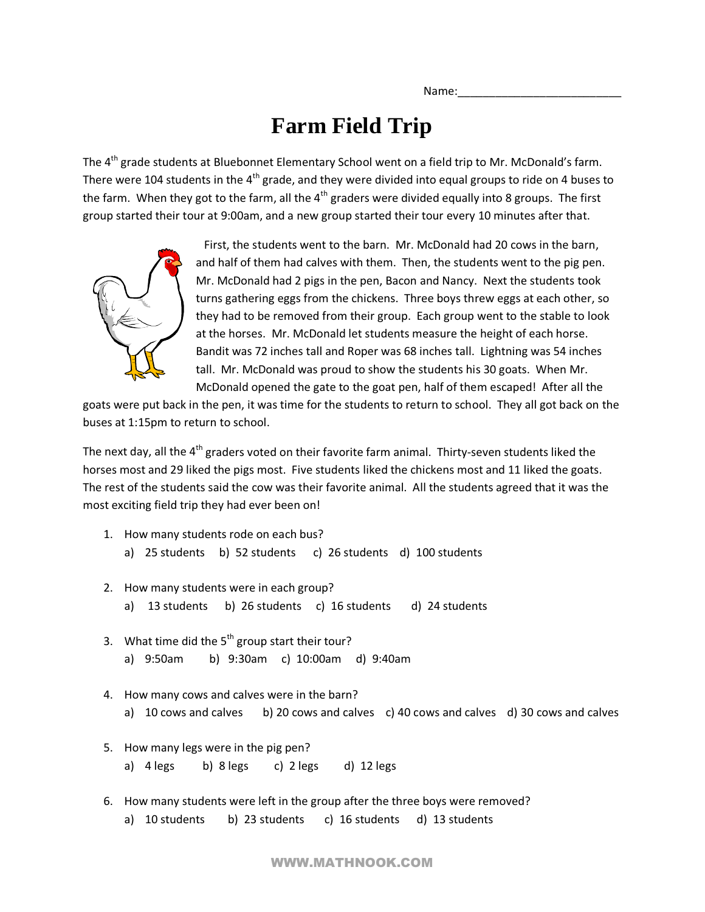Name:___________________________

# Farm Field Trip

The 4th grade students at Bluebonnet Elementary School went on a field trip to Mr. McDonald's farm. There were 104 students in the 4th grade, and they were divided into equal groups to ride on 4 buses to the farm. When they got to the farm, all the 4th graders were divided equally into 8 groups. The first group started their tour at 9:00am, and a new group started their tour every 10 minutes after that.

First, the students went to the barn. Mr. McDonald had 20 cows in the barn, and half of them had calves with them. Then, the students went to the pig pen. Mr. McDonald had 2 pigs in the pen, Bacon and Nancy. Next the students took turns gathering eggs from the chickens. Three boys threw eggs at each other, so they had to be removed from their group. Each group went to the stable to look at the horses. Mr. McDonald let students measure the height of each horse. Bandit was 72 inches tall and Roper was 68 inches tall. Lightning was 54 inches tall. Mr. McDonald was proud to show the students his 30 goats. When Mr. McDonald opened the gate to the goat pen, half of them escaped! After all the goats were put back in the pen, it was time for the students to return to school. They all got back on the buses at 1:15pm to return to school.

The next day, all the 4th graders voted on their favorite farm animal. Thirty-seven students liked the horses most and 29 liked the pigs most. Five students liked the chickens most and 11 liked the goats. The rest of the students said the cow was their favorite animal. All the students agreed that it was the most exciting field trip they had ever been on!

1. How many students rode on each bus?
   a) 25 students b) 52 students c) 26 students d) 100 students

2. How many students were in each group?
   a) 13 students b) 26 students c) 16 students d) 24 students

3. What time did the 5th group start their tour?
   a) 9:50am b) 9:30am c) 10:00am d) 9:40am

4. How many cows and calves were in the barn?
   a) 10 cows and calves b) 20 cows and calves c) 40 cows and calves d) 30 cows and calves

5. How many legs were in the pig pen?
   a) 4 legs b) 8 legs c) 2 legs d) 12 legs

6. How many students were left in the group after the three boys were removed?
   a) 10 students b) 23 students c) 16 students d) 13 students

WWW.MATHNOOK.COM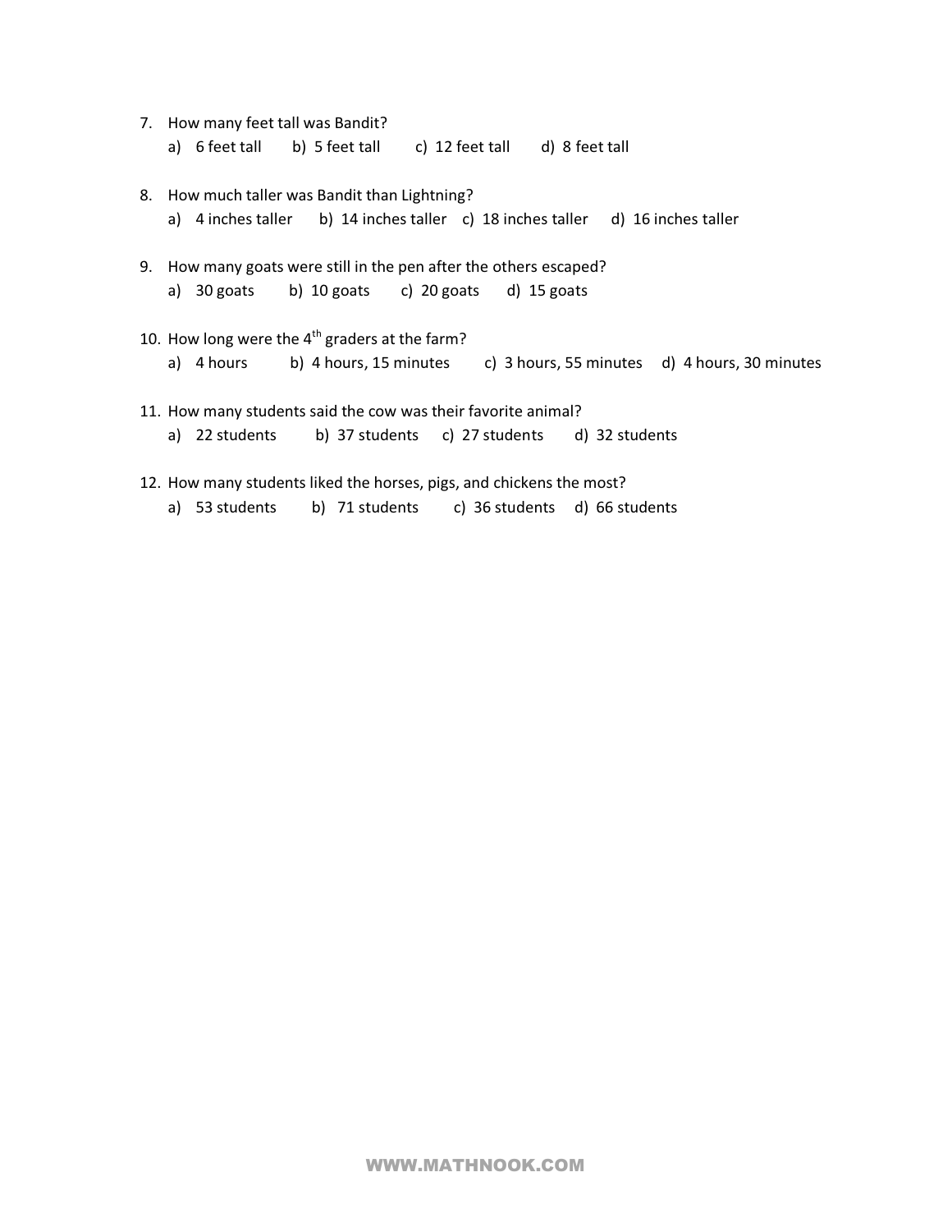7. How many feet tall was Bandit?
   a) 6 feet tall  b) 5 feet tall  c) 12 feet tall  d) 8 feet tall

8. How much taller was Bandit than Lightning?
   a) 4 inches taller  b) 14 inches taller  c) 18 inches taller  d) 16 inches taller

9. How many goats were still in the pen after the others escaped?
   a) 30 goats  b) 10 goats  c) 20 goats  d) 15 goats

10. How long were the 4th graders at the farm?
    a) 4 hours  b) 4 hours, 15 minutes  c) 3 hours, 55 minutes  d) 4 hours, 30 minutes

11. How many students said the cow was their favorite animal?
    a) 22 students  b) 37 students  c) 27 students  d) 32 students

12. How many students liked the horses, pigs, and chickens the most?
    a) 53 students  b) 71 students  c) 36 students  d) 66 students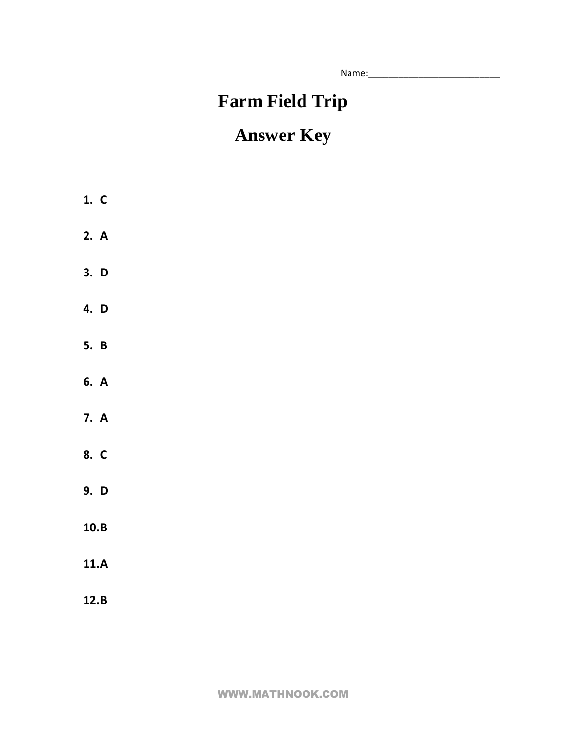Name:___________________________

# Farm Field Trip

## Answer Key

1. C
2. A
3. D
4. D
5. B
6. A
7. A
8. C
9. D
10. B
11. A
12. B

WWW.MATHNOOK.COM